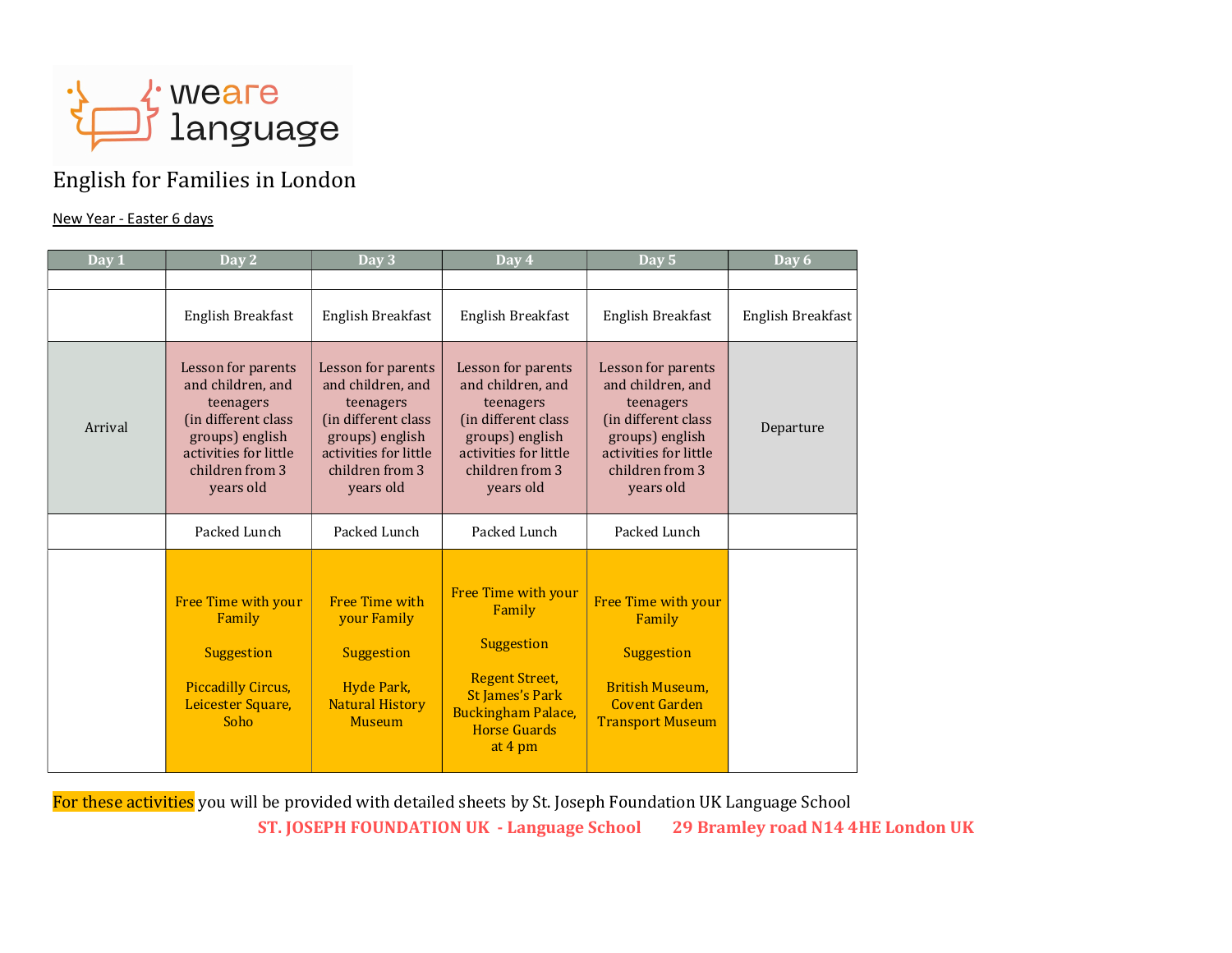weare language

# English for Families in London

New Year - Easter 6 days

| Day 1 | Day 2 | Day 3 | Day 4 | Day 5 | Day 6 |
|---|---|---|---|---|---|
| | | | | | |
| | English Breakfast | English Breakfast | English Breakfast | English Breakfast | English Breakfast |
| Arrival | Lesson for parents and children, and teenagers (in different class groups) english activities for little children from 3 years old | Lesson for parents and children, and teenagers (in different class groups) english activities for little children from 3 years old | Lesson for parents and children, and teenagers (in different class groups) english activities for little children from 3 years old | Lesson for parents and children, and teenagers (in different class groups) english activities for little children from 3 years old | Departure |
| | Packed Lunch | Packed Lunch | Packed Lunch | Packed Lunch | |
| | Free Time with your Family<br><br>Suggestion<br><br>Piccadilly Circus, Leicester Square, Soho | Free Time with your Family<br><br>Suggestion<br><br>Hyde Park, Natural History Museum | Free Time with your Family<br><br>Suggestion<br><br>Regent Street, St James's Park Buckingham Palace, Horse Guards at 4 pm | Free Time with your Family<br><br>Suggestion<br><br>British Museum, Covent Garden Transport Museum | |

For these activities you will be provided with detailed sheets by St. Joseph Foundation UK Language School

**ST. JOSEPH FOUNDATION UK - Language School 29 Bramley road N14 4HE London UK**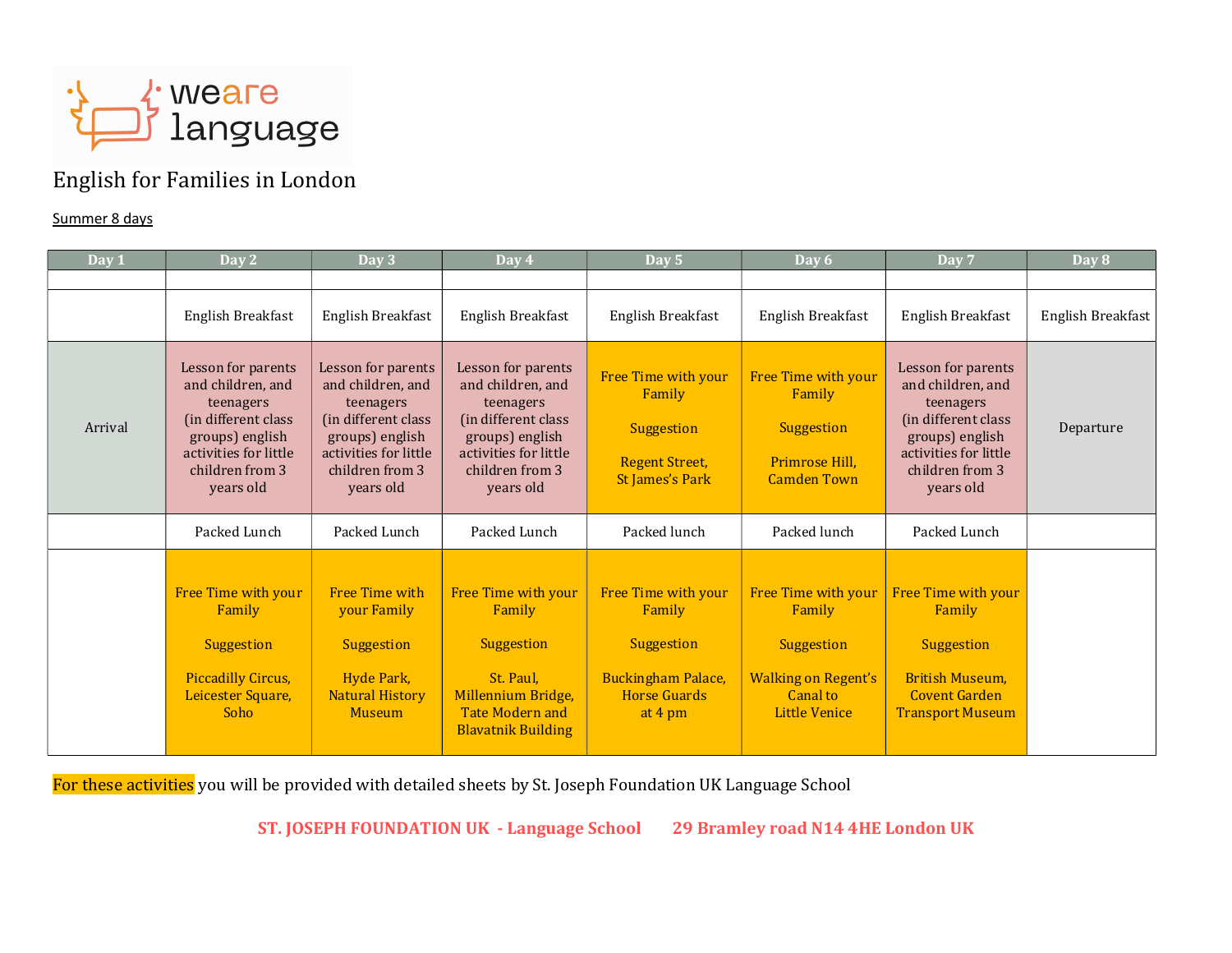weare language

English for Families in London

Summer 8 days

| Day 1 | Day 2 | Day 3 | Day 4 | Day 5 | Day 6 | Day 7 | Day 8 |
|---|---|---|---|---|---|---|---|
| | | | | | | | |
| | English Breakfast | English Breakfast | English Breakfast | English Breakfast | English Breakfast | English Breakfast | English Breakfast |
| Arrival | Lesson for parents and children, and teenagers (in different class groups) english activities for little children from 3 years old | Lesson for parents and children, and teenagers (in different class groups) english activities for little children from 3 years old | Lesson for parents and children, and teenagers (in different class groups) english activities for little children from 3 years old | Free Time with your Family<br><br>Suggestion<br><br>Regent Street, St James's Park | Free Time with your Family<br><br>Suggestion<br><br>Primrose Hill, Camden Town | Lesson for parents and children, and teenagers (in different class groups) english activities for little children from 3 years old | Departure |
| | Packed Lunch | Packed Lunch | Packed Lunch | Packed lunch | Packed lunch | Packed Lunch | |
| | Free Time with your Family<br><br>Suggestion<br><br>Piccadilly Circus, Leicester Square, Soho | Free Time with your Family<br><br>Suggestion<br><br>Hyde Park, Natural History Museum | Free Time with your Family<br><br>Suggestion<br><br>St. Paul, Millennium Bridge, Tate Modern and Blavatnik Building | Free Time with your Family<br><br>Suggestion<br><br>Buckingham Palace, Horse Guards at 4 pm | Free Time with your Family<br><br>Suggestion<br><br>Walking on Regent's Canal to Little Venice | Free Time with your Family<br><br>Suggestion<br><br>British Museum, Covent Garden Transport Museum | |

For these activities you will be provided with detailed sheets by St. Joseph Foundation UK Language School

**ST. JOSEPH FOUNDATION UK - Language School 29 Bramley road N14 4HE London UK**